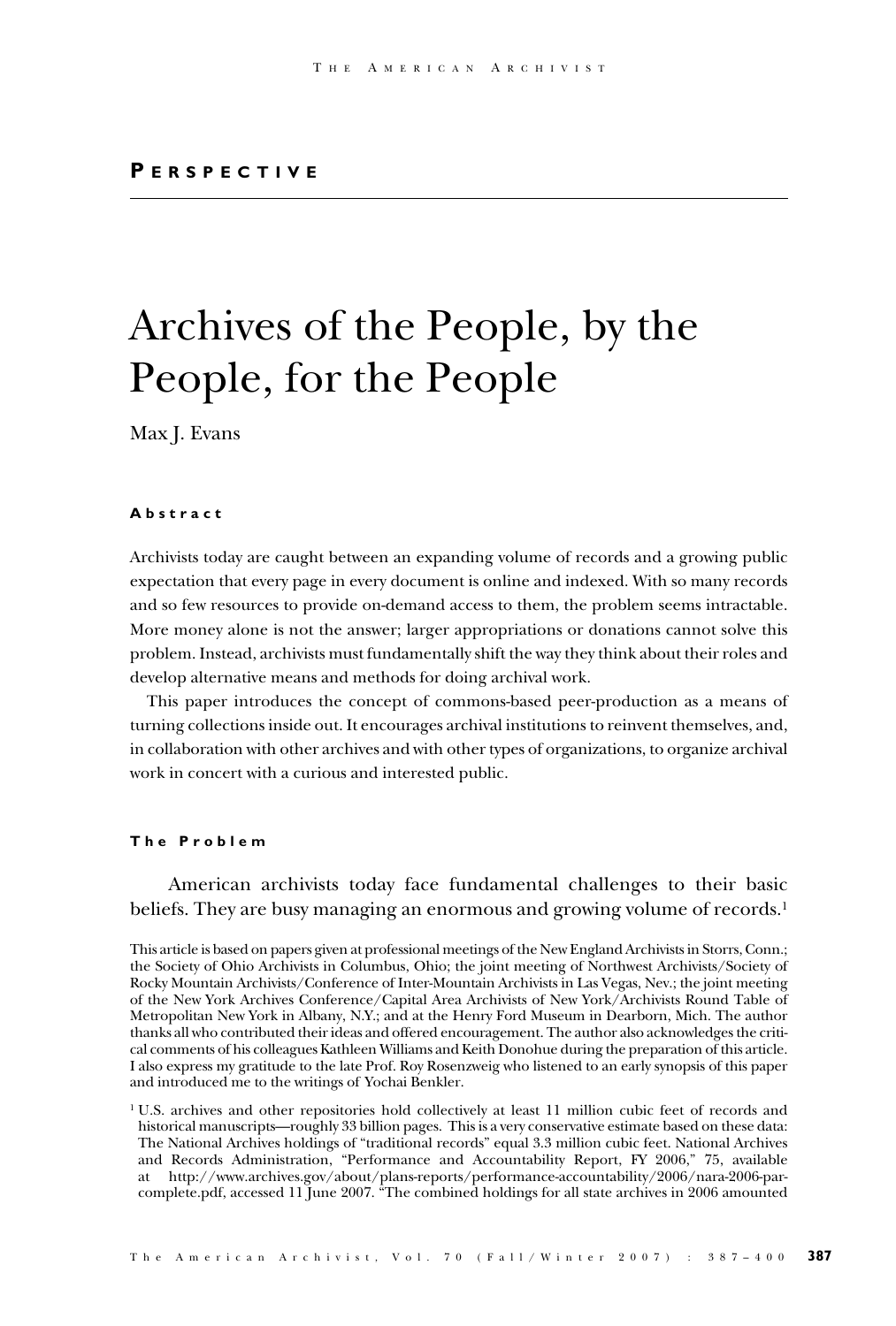**Perspective**

# Archives of the People, by the People, for the People

Max J. Evans

### Abstract

Archivists today are caught between an expanding volume of records and a growing public expectation that every page in every document is online and indexed. With so many records and so few resources to provide on-demand access to them, the problem seems intractable. More money alone is not the answer; larger appropriations or donations cannot solve this problem. Instead, archivists must fundamentally shift the way they think about their roles and develop alternative means and methods for doing archival work.

This paper introduces the concept of commons-based peer-production as a means of turning collections inside out. It encourages archival institutions to reinvent themselves, and, in collaboration with other archives and with other types of organizations, to organize archival work in concert with a curious and interested public.

### The Problem

American archivists today face fundamental challenges to their basic beliefs. They are busy managing an enormous and growing volume of records.[1]

This article is based on papers given at professional meetings of the New England Archivists in Storrs, Conn.; the Society of Ohio Archivists in Columbus, Ohio; the joint meeting of Northwest Archivists/Society of Rocky Mountain Archivists/Conference of Inter-Mountain Archivists in Las Vegas, Nev.; the joint meeting of the New York Archives Conference/Capital Area Archivists of New York/Archivists Round Table of Metropolitan New York in Albany, N.Y.; and at the Henry Ford Museum in Dearborn, Mich. The author thanks all who contributed their ideas and offered encouragement. The author also acknowledges the critical comments of his colleagues Kathleen Williams and Keith Donohue during the preparation of this article. I also express my gratitude to the late Prof. Roy Rosenzweig who listened to an early synopsis of this paper and introduced me to the writings of Yochai Benkler.

[1] U.S. archives and other repositories hold collectively at least 11 million cubic feet of records and historical manuscripts—roughly 33 billion pages. This is a very conservative estimate based on these data: The National Archives holdings of "traditional records" equal 3.3 million cubic feet. National Archives and Records Administration, "Performance and Accountability Report, FY 2006," 75, available at http://www.archives.gov/about/plans-reports/performance-accountability/2006/nara-2006-par-complete.pdf, accessed 11 June 2007. "The combined holdings for all state archives in 2006 amounted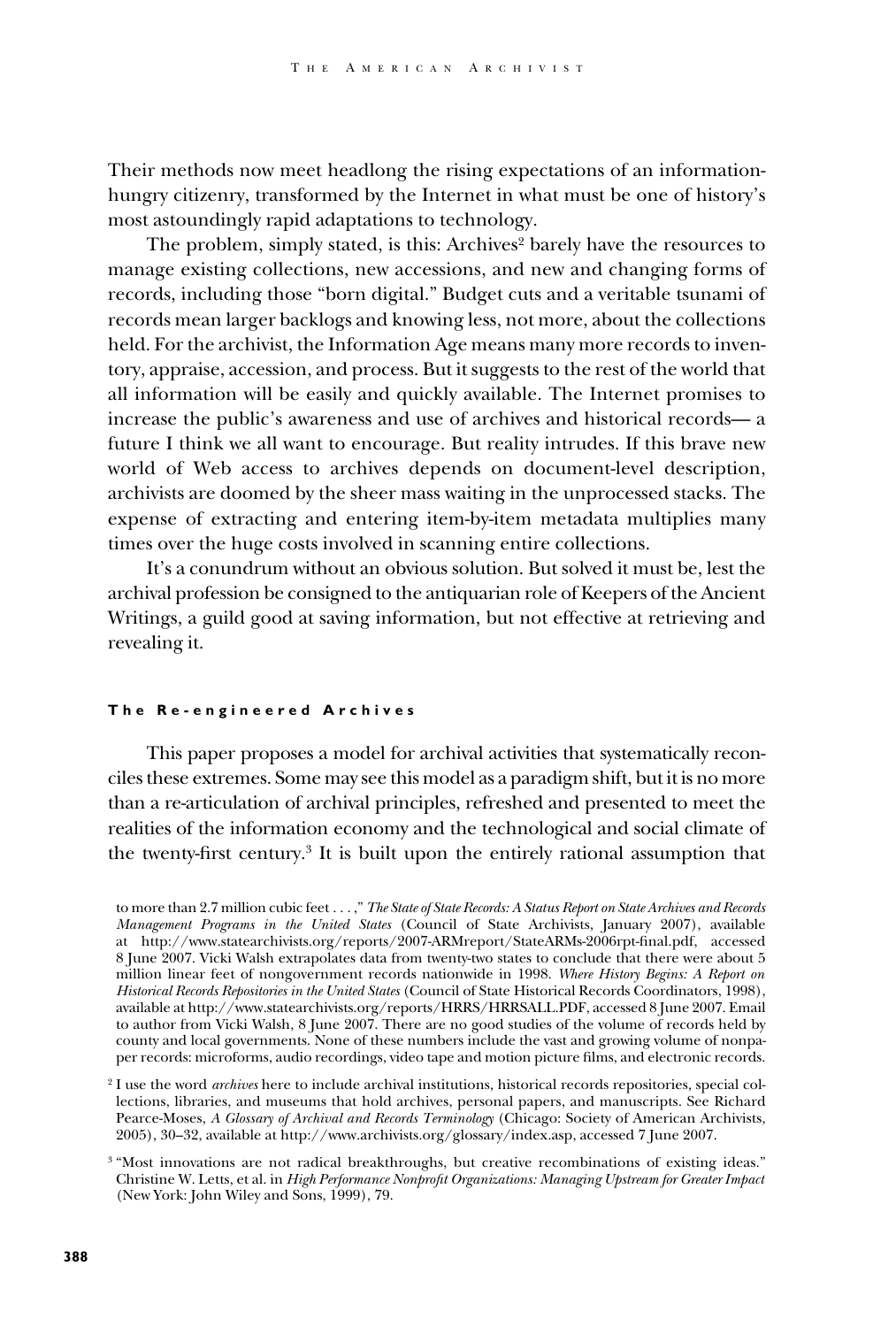Their methods now meet headlong the rising expectations of an information-hungry citizenry, transformed by the Internet in what must be one of history's most astoundingly rapid adaptations to technology.

The problem, simply stated, is this: Archives[2] barely have the resources to manage existing collections, new accessions, and new and changing forms of records, including those "born digital." Budget cuts and a veritable tsunami of records mean larger backlogs and knowing less, not more, about the collections held. For the archivist, the Information Age means many more records to inventory, appraise, accession, and process. But it suggests to the rest of the world that all information will be easily and quickly available. The Internet promises to increase the public's awareness and use of archives and historical records— a future I think we all want to encourage. But reality intrudes. If this brave new world of Web access to archives depends on document-level description, archivists are doomed by the sheer mass waiting in the unprocessed stacks. The expense of extracting and entering item-by-item metadata multiplies many times over the huge costs involved in scanning entire collections.

It's a conundrum without an obvious solution. But solved it must be, lest the archival profession be consigned to the antiquarian role of Keepers of the Ancient Writings, a guild good at saving information, but not effective at retrieving and revealing it.

#### The Re-engineered Archives

This paper proposes a model for archival activities that systematically reconciles these extremes. Some may see this model as a paradigm shift, but it is no more than a re-articulation of archival principles, refreshed and presented to meet the realities of the information economy and the technological and social climate of the twenty-first century.[3] It is built upon the entirely rational assumption that

---

to more than 2.7 million cubic feet . . . ," *The State of State Records: A Status Report on State Archives and Records Management Programs in the United States* (Council of State Archivists, January 2007), available at http://www.statearchivists.org/reports/2007-ARMreport/StateARMs-2006rpt-final.pdf, accessed 8 June 2007. Vicki Walsh extrapolates data from twenty-two states to conclude that there were about 5 million linear feet of nongovernment records nationwide in 1998. *Where History Begins: A Report on Historical Records Repositories in the United States* (Council of State Historical Records Coordinators, 1998), available at http://www.statearchivists.org/reports/HRRS/HRRSALL.PDF, accessed 8 June 2007. Email to author from Vicki Walsh, 8 June 2007. There are no good studies of the volume of records held by county and local governments. None of these numbers include the vast and growing volume of nonpaper records: microforms, audio recordings, video tape and motion picture films, and electronic records.

[2] I use the word *archives* here to include archival institutions, historical records repositories, special collections, libraries, and museums that hold archives, personal papers, and manuscripts. See Richard Pearce-Moses, *A Glossary of Archival and Records Terminology* (Chicago: Society of American Archivists, 2005), 30–32, available at http://www.archivists.org/glossary/index.asp, accessed 7 June 2007.

[3] "Most innovations are not radical breakthroughs, but creative recombinations of existing ideas." Christine W. Letts, et al. in *High Performance Nonprofit Organizations: Managing Upstream for Greater Impact* (New York: John Wiley and Sons, 1999), 79.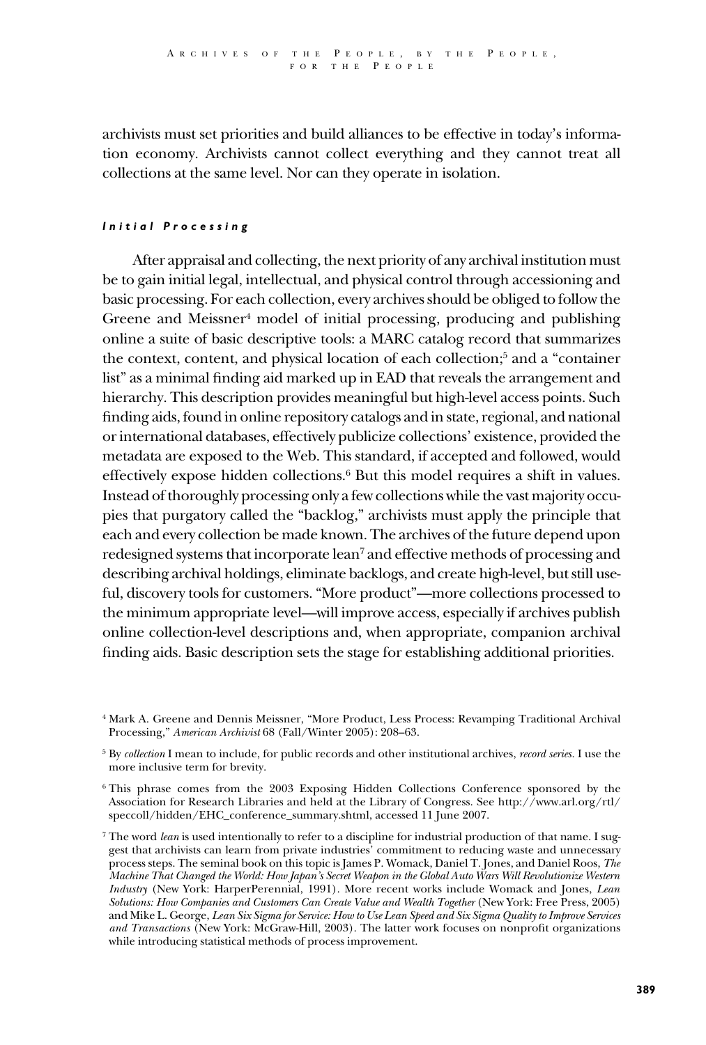archivists must set priorities and build alliances to be effective in today's information economy. Archivists cannot collect everything and they cannot treat all collections at the same level. Nor can they operate in isolation.

### *Initial Processing*

After appraisal and collecting, the next priority of any archival institution must be to gain initial legal, intellectual, and physical control through accessioning and basic processing. For each collection, every archives should be obliged to follow the Greene and Meissner[4] model of initial processing, producing and publishing online a suite of basic descriptive tools: a MARC catalog record that summarizes the context, content, and physical location of each collection;[5] and a "container list" as a minimal finding aid marked up in EAD that reveals the arrangement and hierarchy. This description provides meaningful but high-level access points. Such finding aids, found in online repository catalogs and in state, regional, and national or international databases, effectively publicize collections' existence, provided the metadata are exposed to the Web. This standard, if accepted and followed, would effectively expose hidden collections.[6] But this model requires a shift in values. Instead of thoroughly processing only a few collections while the vast majority occupies that purgatory called the "backlog," archivists must apply the principle that each and every collection be made known. The archives of the future depend upon redesigned systems that incorporate lean[7] and effective methods of processing and describing archival holdings, eliminate backlogs, and create high-level, but still useful, discovery tools for customers. "More product"—more collections processed to the minimum appropriate level—will improve access, especially if archives publish online collection-level descriptions and, when appropriate, companion archival finding aids. Basic description sets the stage for establishing additional priorities.

[4] Mark A. Greene and Dennis Meissner, "More Product, Less Process: Revamping Traditional Archival Processing," *American Archivist* 68 (Fall/Winter 2005): 208–63.

[5] By *collection* I mean to include, for public records and other institutional archives, *record series*. I use the more inclusive term for brevity.

[6] This phrase comes from the 2003 Exposing Hidden Collections Conference sponsored by the Association for Research Libraries and held at the Library of Congress. See http://www.arl.org/rtl/speccoll/hidden/EHC_conference_summary.shtml, accessed 11 June 2007.

[7] The word *lean* is used intentionally to refer to a discipline for industrial production of that name. I suggest that archivists can learn from private industries' commitment to reducing waste and unnecessary process steps. The seminal book on this topic is James P. Womack, Daniel T. Jones, and Daniel Roos, *The Machine That Changed the World: How Japan's Secret Weapon in the Global Auto Wars Will Revolutionize Western Industry* (New York: HarperPerennial, 1991). More recent works include Womack and Jones, *Lean Solutions: How Companies and Customers Can Create Value and Wealth Together* (New York: Free Press, 2005) and Mike L. George, *Lean Six Sigma for Service: How to Use Lean Speed and Six Sigma Quality to Improve Services and Transactions* (New York: McGraw-Hill, 2003). The latter work focuses on nonprofit organizations while introducing statistical methods of process improvement.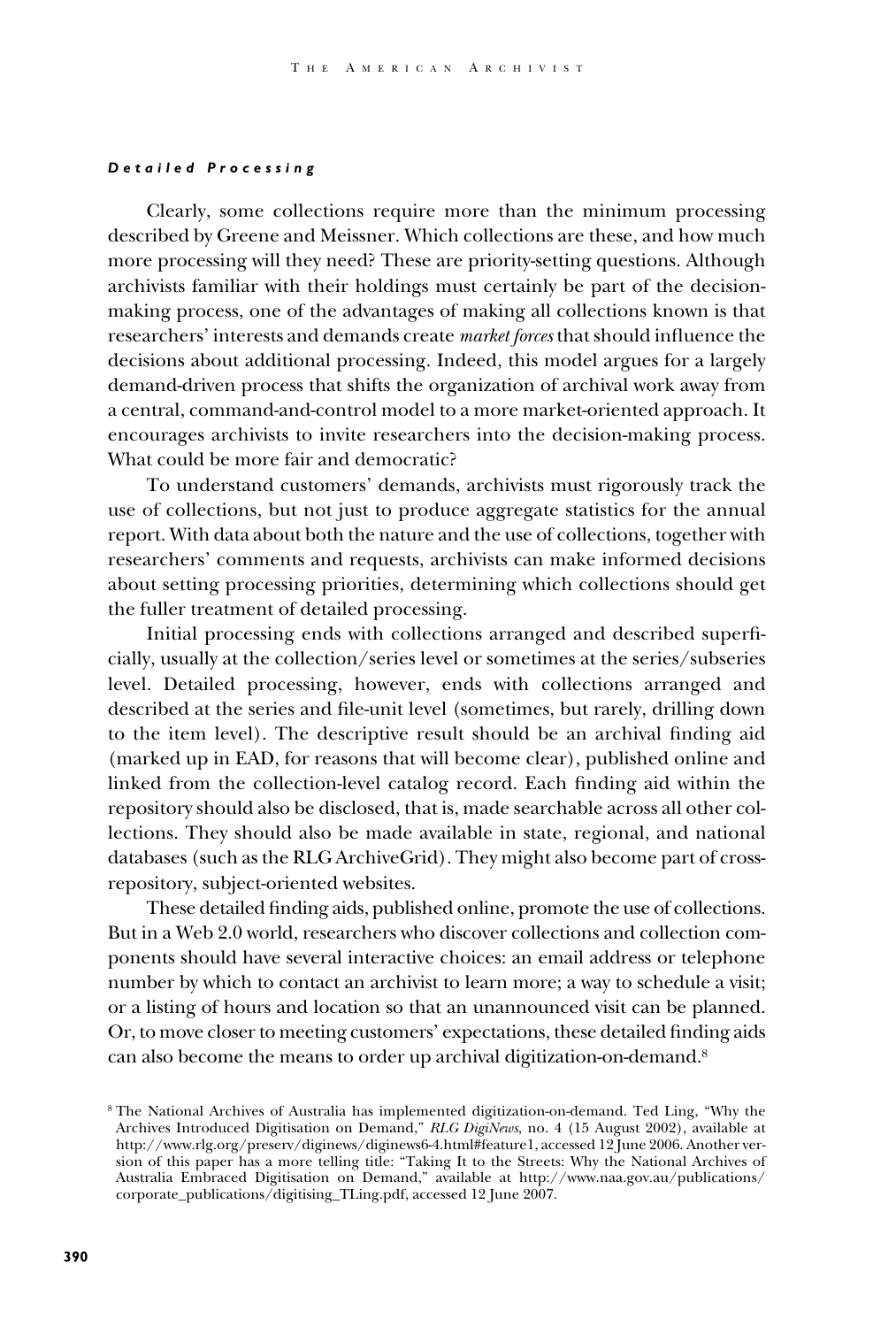### *Detailed Processing*

Clearly, some collections require more than the minimum processing described by Greene and Meissner. Which collections are these, and how much more processing will they need? These are priority-setting questions. Although archivists familiar with their holdings must certainly be part of the decision-making process, one of the advantages of making all collections known is that researchers' interests and demands create *market forces* that should influence the decisions about additional processing. Indeed, this model argues for a largely demand-driven process that shifts the organization of archival work away from a central, command-and-control model to a more market-oriented approach. It encourages archivists to invite researchers into the decision-making process. What could be more fair and democratic?

To understand customers' demands, archivists must rigorously track the use of collections, but not just to produce aggregate statistics for the annual report. With data about both the nature and the use of collections, together with researchers' comments and requests, archivists can make informed decisions about setting processing priorities, determining which collections should get the fuller treatment of detailed processing.

Initial processing ends with collections arranged and described superficially, usually at the collection/series level or sometimes at the series/subseries level. Detailed processing, however, ends with collections arranged and described at the series and file-unit level (sometimes, but rarely, drilling down to the item level). The descriptive result should be an archival finding aid (marked up in EAD, for reasons that will become clear), published online and linked from the collection-level catalog record. Each finding aid within the repository should also be disclosed, that is, made searchable across all other collections. They should also be made available in state, regional, and national databases (such as the RLG ArchiveGrid). They might also become part of cross-repository, subject-oriented websites.

These detailed finding aids, published online, promote the use of collections. But in a Web 2.0 world, researchers who discover collections and collection components should have several interactive choices: an email address or telephone number by which to contact an archivist to learn more; a way to schedule a visit; or a listing of hours and location so that an unannounced visit can be planned. Or, to move closer to meeting customers' expectations, these detailed finding aids can also become the means to order up archival digitization-on-demand.[8]

[8] The National Archives of Australia has implemented digitization-on-demand. Ted Ling, "Why the Archives Introduced Digitisation on Demand," *RLG DigiNews*, no. 4 (15 August 2002), available at http://www.rlg.org/preserv/diginews/diginews6-4.html#feature1, accessed 12 June 2006. Another version of this paper has a more telling title: "Taking It to the Streets: Why the National Archives of Australia Embraced Digitisation on Demand," available at http://www.naa.gov.au/publications/corporate_publications/digitising_TLing.pdf, accessed 12 June 2007.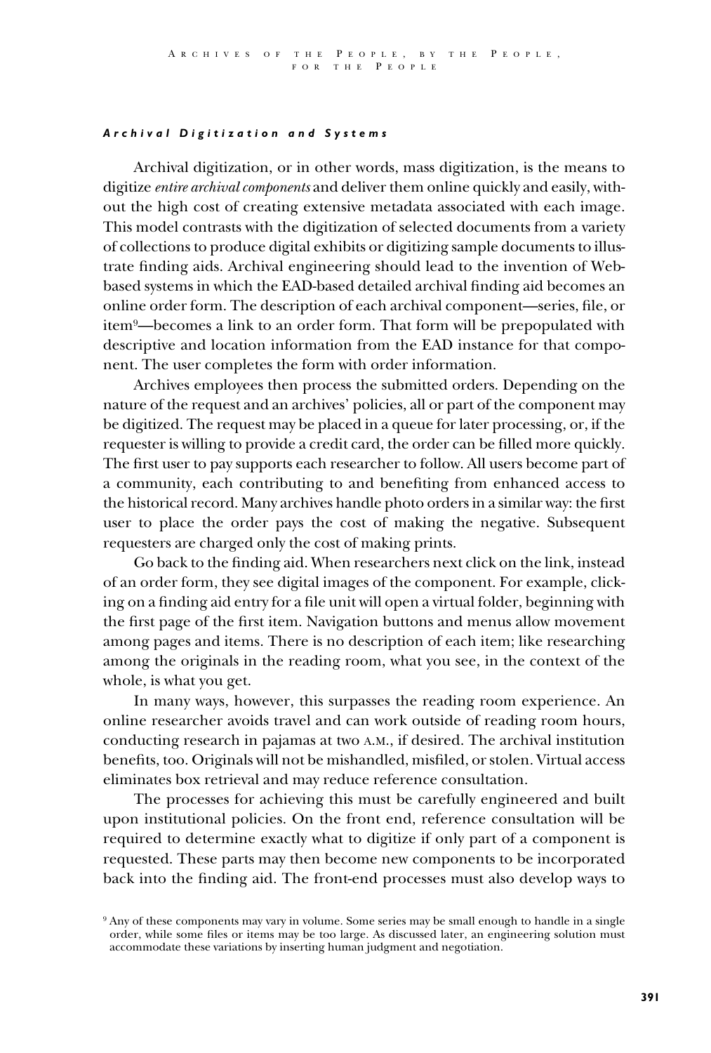### *Archival Digitization and Systems*

Archival digitization, or in other words, mass digitization, is the means to digitize *entire archival components* and deliver them online quickly and easily, without the high cost of creating extensive metadata associated with each image. This model contrasts with the digitization of selected documents from a variety of collections to produce digital exhibits or digitizing sample documents to illustrate finding aids. Archival engineering should lead to the invention of Web-based systems in which the EAD-based detailed archival finding aid becomes an online order form. The description of each archival component—series, file, or item[9]—becomes a link to an order form. That form will be prepopulated with descriptive and location information from the EAD instance for that component. The user completes the form with order information.

Archives employees then process the submitted orders. Depending on the nature of the request and an archives' policies, all or part of the component may be digitized. The request may be placed in a queue for later processing, or, if the requester is willing to provide a credit card, the order can be filled more quickly. The first user to pay supports each researcher to follow. All users become part of a community, each contributing to and benefiting from enhanced access to the historical record. Many archives handle photo orders in a similar way: the first user to place the order pays the cost of making the negative. Subsequent requesters are charged only the cost of making prints.

Go back to the finding aid. When researchers next click on the link, instead of an order form, they see digital images of the component. For example, clicking on a finding aid entry for a file unit will open a virtual folder, beginning with the first page of the first item. Navigation buttons and menus allow movement among pages and items. There is no description of each item; like researching among the originals in the reading room, what you see, in the context of the whole, is what you get.

In many ways, however, this surpasses the reading room experience. An online researcher avoids travel and can work outside of reading room hours, conducting research in pajamas at two A.M., if desired. The archival institution benefits, too. Originals will not be mishandled, misfiled, or stolen. Virtual access eliminates box retrieval and may reduce reference consultation.

The processes for achieving this must be carefully engineered and built upon institutional policies. On the front end, reference consultation will be required to determine exactly what to digitize if only part of a component is requested. These parts may then become new components to be incorporated back into the finding aid. The front-end processes must also develop ways to

[9] Any of these components may vary in volume. Some series may be small enough to handle in a single order, while some files or items may be too large. As discussed later, an engineering solution must accommodate these variations by inserting human judgment and negotiation.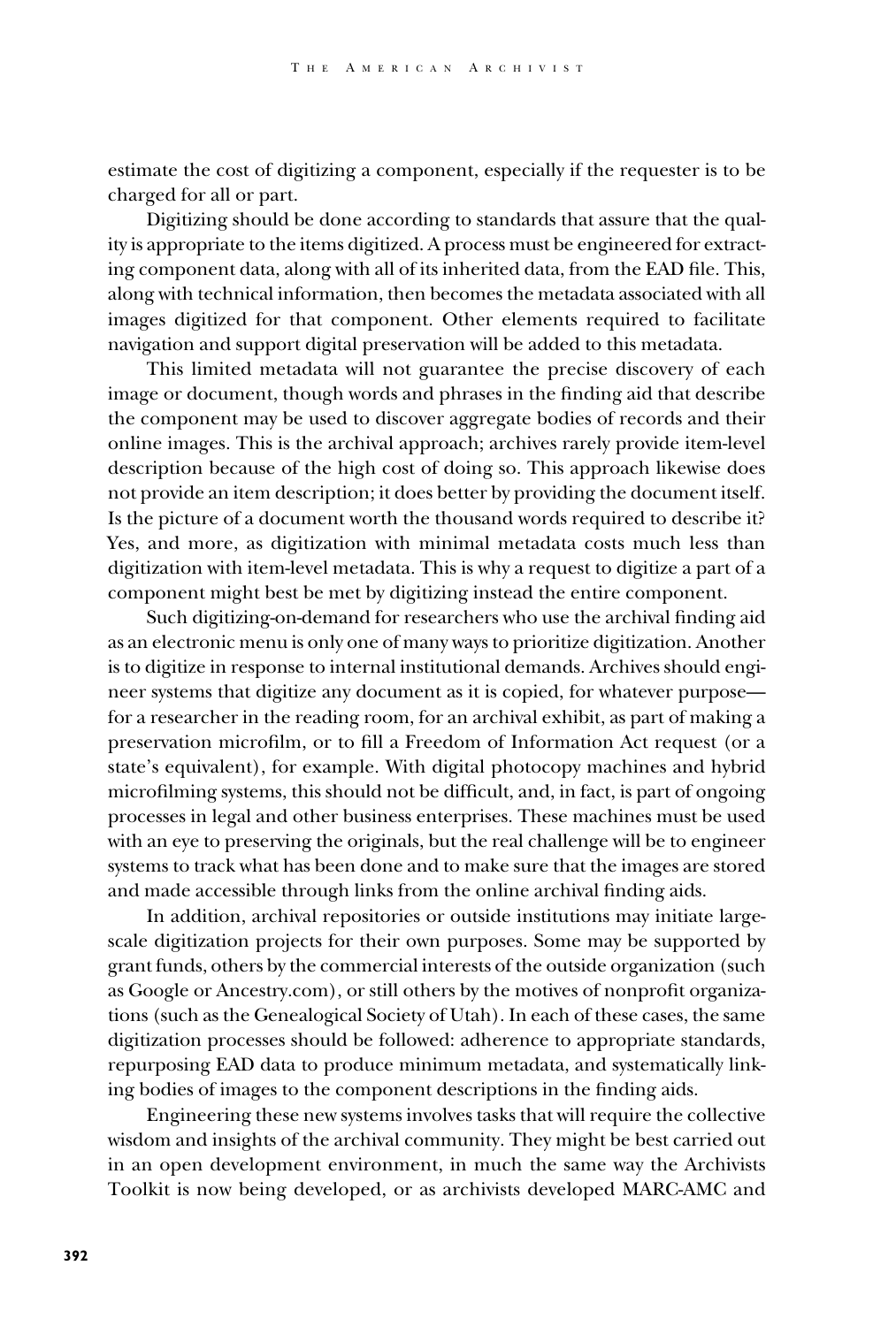estimate the cost of digitizing a component, especially if the requester is to be charged for all or part.

Digitizing should be done according to standards that assure that the quality is appropriate to the items digitized. A process must be engineered for extracting component data, along with all of its inherited data, from the EAD file. This, along with technical information, then becomes the metadata associated with all images digitized for that component. Other elements required to facilitate navigation and support digital preservation will be added to this metadata.

This limited metadata will not guarantee the precise discovery of each image or document, though words and phrases in the finding aid that describe the component may be used to discover aggregate bodies of records and their online images. This is the archival approach; archives rarely provide item-level description because of the high cost of doing so. This approach likewise does not provide an item description; it does better by providing the document itself. Is the picture of a document worth the thousand words required to describe it? Yes, and more, as digitization with minimal metadata costs much less than digitization with item-level metadata. This is why a request to digitize a part of a component might best be met by digitizing instead the entire component.

Such digitizing-on-demand for researchers who use the archival finding aid as an electronic menu is only one of many ways to prioritize digitization. Another is to digitize in response to internal institutional demands. Archives should engineer systems that digitize any document as it is copied, for whatever purpose—for a researcher in the reading room, for an archival exhibit, as part of making a preservation microfilm, or to fill a Freedom of Information Act request (or a state's equivalent), for example. With digital photocopy machines and hybrid microfilming systems, this should not be difficult, and, in fact, is part of ongoing processes in legal and other business enterprises. These machines must be used with an eye to preserving the originals, but the real challenge will be to engineer systems to track what has been done and to make sure that the images are stored and made accessible through links from the online archival finding aids.

In addition, archival repositories or outside institutions may initiate large-scale digitization projects for their own purposes. Some may be supported by grant funds, others by the commercial interests of the outside organization (such as Google or Ancestry.com), or still others by the motives of nonprofit organizations (such as the Genealogical Society of Utah). In each of these cases, the same digitization processes should be followed: adherence to appropriate standards, repurposing EAD data to produce minimum metadata, and systematically linking bodies of images to the component descriptions in the finding aids.

Engineering these new systems involves tasks that will require the collective wisdom and insights of the archival community. They might be best carried out in an open development environment, in much the same way the Archivists Toolkit is now being developed, or as archivists developed MARC-AMC and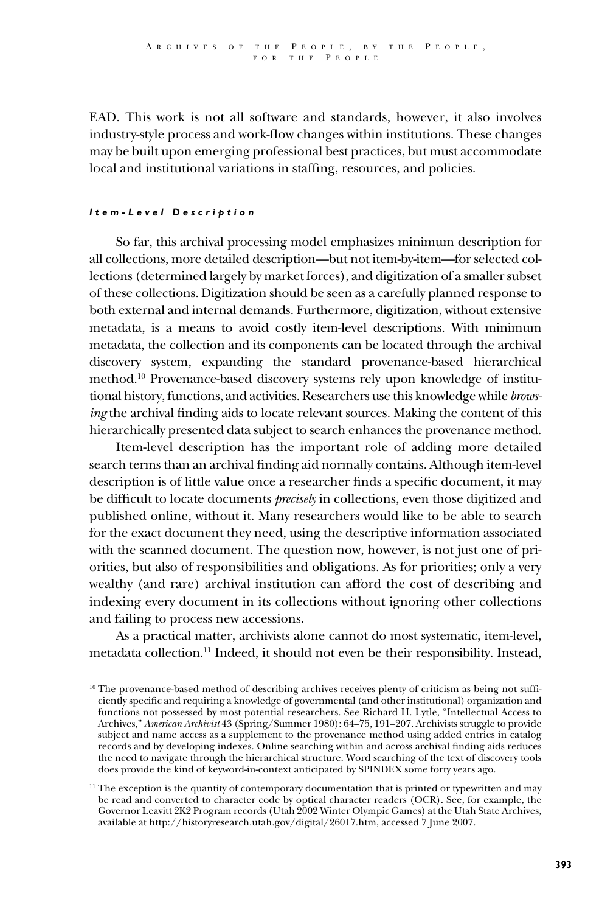EAD. This work is not all software and standards, however, it also involves industry-style process and work-flow changes within institutions. These changes may be built upon emerging professional best practices, but must accommodate local and institutional variations in staffing, resources, and policies.

### *Item-Level Description*

So far, this archival processing model emphasizes minimum description for all collections, more detailed description—but not item-by-item—for selected collections (determined largely by market forces), and digitization of a smaller subset of these collections. Digitization should be seen as a carefully planned response to both external and internal demands. Furthermore, digitization, without extensive metadata, is a means to avoid costly item-level descriptions. With minimum metadata, the collection and its components can be located through the archival discovery system, expanding the standard provenance-based hierarchical method.[10] Provenance-based discovery systems rely upon knowledge of institutional history, functions, and activities. Researchers use this knowledge while *browsing* the archival finding aids to locate relevant sources. Making the content of this hierarchically presented data subject to search enhances the provenance method.

Item-level description has the important role of adding more detailed search terms than an archival finding aid normally contains. Although item-level description is of little value once a researcher finds a specific document, it may be difficult to locate documents *precisely* in collections, even those digitized and published online, without it. Many researchers would like to be able to search for the exact document they need, using the descriptive information associated with the scanned document. The question now, however, is not just one of priorities, but also of responsibilities and obligations. As for priorities; only a very wealthy (and rare) archival institution can afford the cost of describing and indexing every document in its collections without ignoring other collections and failing to process new accessions.

As a practical matter, archivists alone cannot do most systematic, item-level, metadata collection.[11] Indeed, it should not even be their responsibility. Instead,

[10] The provenance-based method of describing archives receives plenty of criticism as being not sufficiently specific and requiring a knowledge of governmental (and other institutional) organization and functions not possessed by most potential researchers. See Richard H. Lytle, "Intellectual Access to Archives," *American Archivist* 43 (Spring/Summer 1980): 64–75, 191–207. Archivists struggle to provide subject and name access as a supplement to the provenance method using added entries in catalog records and by developing indexes. Online searching within and across archival finding aids reduces the need to navigate through the hierarchical structure. Word searching of the text of discovery tools does provide the kind of keyword-in-context anticipated by SPINDEX some forty years ago.

[11] The exception is the quantity of contemporary documentation that is printed or typewritten and may be read and converted to character code by optical character readers (OCR). See, for example, the Governor Leavitt 2K2 Program records (Utah 2002 Winter Olympic Games) at the Utah State Archives, available at http://historyresearch.utah.gov/digital/26017.htm, accessed 7 June 2007.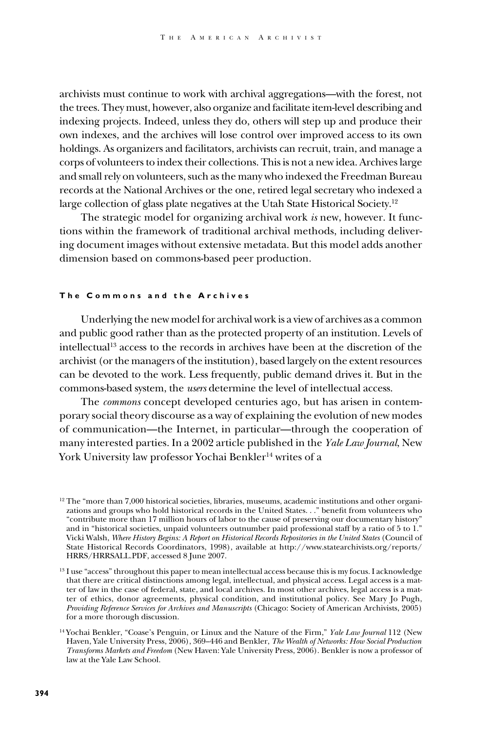archivists must continue to work with archival aggregations—with the forest, not the trees. They must, however, also organize and facilitate item-level describing and indexing projects. Indeed, unless they do, others will step up and produce their own indexes, and the archives will lose control over improved access to its own holdings. As organizers and facilitators, archivists can recruit, train, and manage a corps of volunteers to index their collections. This is not a new idea. Archives large and small rely on volunteers, such as the many who indexed the Freedman Bureau records at the National Archives or the one, retired legal secretary who indexed a large collection of glass plate negatives at the Utah State Historical Society.[12]

The strategic model for organizing archival work *is* new, however. It functions within the framework of traditional archival methods, including delivering document images without extensive metadata. But this model adds another dimension based on commons-based peer production.

## The Commons and the Archives

Underlying the new model for archival work is a view of archives as a common and public good rather than as the protected property of an institution. Levels of intellectual[13] access to the records in archives have been at the discretion of the archivist (or the managers of the institution), based largely on the extent resources can be devoted to the work. Less frequently, public demand drives it. But in the commons-based system, the *users* determine the level of intellectual access.

The *commons* concept developed centuries ago, but has arisen in contemporary social theory discourse as a way of explaining the evolution of new modes of communication—the Internet, in particular—through the cooperation of many interested parties. In a 2002 article published in the *Yale Law Journal*, New York University law professor Yochai Benkler[14] writes of a

---

[12] The "more than 7,000 historical societies, libraries, museums, academic institutions and other organizations and groups who hold historical records in the United States. . ." benefit from volunteers who "contribute more than 17 million hours of labor to the cause of preserving our documentary history" and in "historical societies, unpaid volunteers outnumber paid professional staff by a ratio of 5 to 1." Vicki Walsh, *Where History Begins: A Report on Historical Records Repositories in the United States* (Council of State Historical Records Coordinators, 1998), available at http://www.statearchivists.org/reports/HRRS/HRRSALL.PDF, accessed 8 June 2007.

[13] I use "access" throughout this paper to mean intellectual access because this is my focus. I acknowledge that there are critical distinctions among legal, intellectual, and physical access. Legal access is a matter of law in the case of federal, state, and local archives. In most other archives, legal access is a matter of ethics, donor agreements, physical condition, and institutional policy. See Mary Jo Pugh, *Providing Reference Services for Archives and Manuscripts* (Chicago: Society of American Archivists, 2005) for a more thorough discussion.

[14] Yochai Benkler, "Coase's Penguin, or Linux and the Nature of the Firm," *Yale Law Journal* 112 (New Haven, Yale University Press, 2006), 369–446 and Benkler, *The Wealth of Networks: How Social Production Transforms Markets and Freedom* (New Haven: Yale University Press, 2006). Benkler is now a professor of law at the Yale Law School.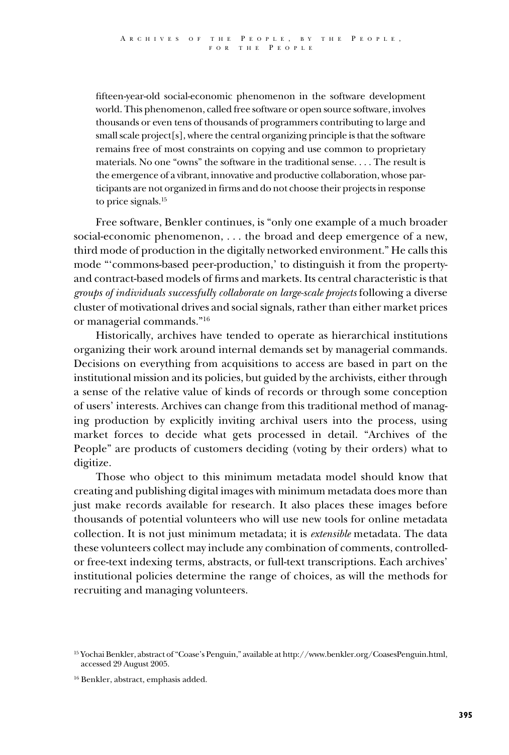> fifteen-year-old social-economic phenomenon in the software development world. This phenomenon, called free software or open source software, involves thousands or even tens of thousands of programmers contributing to large and small scale project[s], where the central organizing principle is that the software remains free of most constraints on copying and use common to proprietary materials. No one "owns" the software in the traditional sense. . . . The result is the emergence of a vibrant, innovative and productive collaboration, whose participants are not organized in firms and do not choose their projects in response to price signals.[15]

Free software, Benkler continues, is "only one example of a much broader social-economic phenomenon, . . . the broad and deep emergence of a new, third mode of production in the digitally networked environment." He calls this mode "'commons-based peer-production,' to distinguish it from the property- and contract-based models of firms and markets. Its central characteristic is that *groups of individuals successfully collaborate on large-scale projects* following a diverse cluster of motivational drives and social signals, rather than either market prices or managerial commands."[16]

Historically, archives have tended to operate as hierarchical institutions organizing their work around internal demands set by managerial commands. Decisions on everything from acquisitions to access are based in part on the institutional mission and its policies, but guided by the archivists, either through a sense of the relative value of kinds of records or through some conception of users' interests. Archives can change from this traditional method of managing production by explicitly inviting archival users into the process, using market forces to decide what gets processed in detail. "Archives of the People" are products of customers deciding (voting by their orders) what to digitize.

Those who object to this minimum metadata model should know that creating and publishing digital images with minimum metadata does more than just make records available for research. It also places these images before thousands of potential volunteers who will use new tools for online metadata collection. It is not just minimum metadata; it is *extensible* metadata. The data these volunteers collect may include any combination of comments, controlled- or free-text indexing terms, abstracts, or full-text transcriptions. Each archives' institutional policies determine the range of choices, as will the methods for recruiting and managing volunteers.

---

[15] Yochai Benkler, abstract of "Coase's Penguin," available at http://www.benkler.org/CoasesPenguin.html, accessed 29 August 2005.

[16] Benkler, abstract, emphasis added.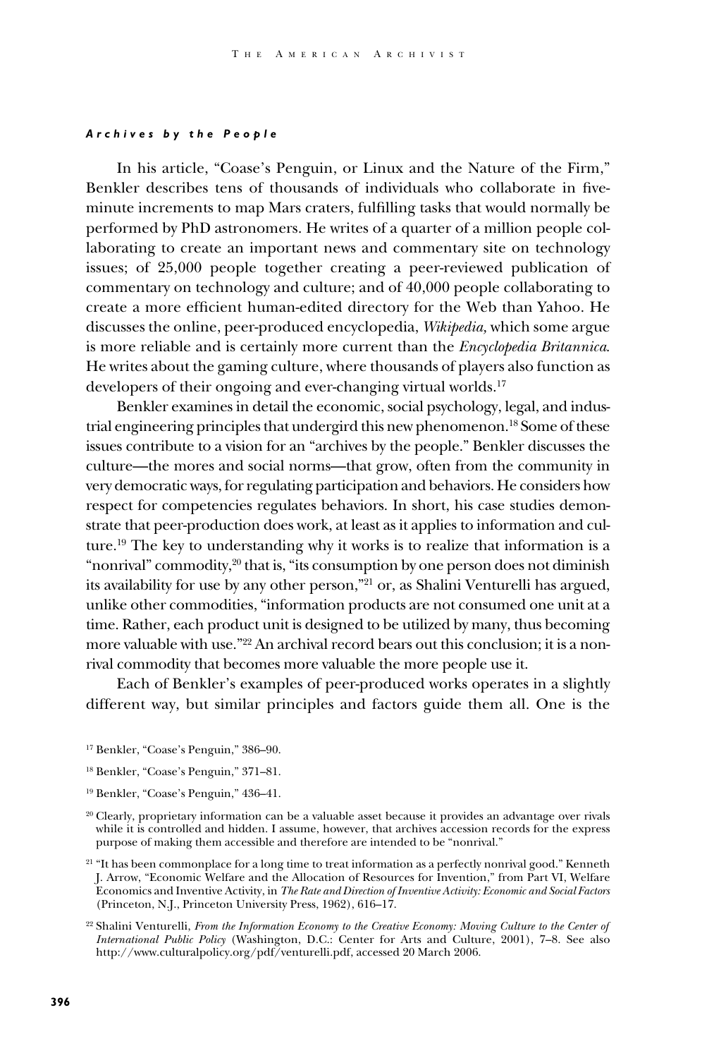### *Archives by the People*

In his article, "Coase's Penguin, or Linux and the Nature of the Firm," Benkler describes tens of thousands of individuals who collaborate in five-minute increments to map Mars craters, fulfilling tasks that would normally be performed by PhD astronomers. He writes of a quarter of a million people collaborating to create an important news and commentary site on technology issues; of 25,000 people together creating a peer-reviewed publication of commentary on technology and culture; and of 40,000 people collaborating to create a more efficient human-edited directory for the Web than Yahoo. He discusses the online, peer-produced encyclopedia, *Wikipedia,* which some argue is more reliable and is certainly more current than the *Encyclopedia Britannica.* He writes about the gaming culture, where thousands of players also function as developers of their ongoing and ever-changing virtual worlds.[17]

Benkler examines in detail the economic, social psychology, legal, and industrial engineering principles that undergird this new phenomenon.[18] Some of these issues contribute to a vision for an "archives by the people." Benkler discusses the culture—the mores and social norms—that grow, often from the community in very democratic ways, for regulating participation and behaviors. He considers how respect for competencies regulates behaviors. In short, his case studies demonstrate that peer-production does work, at least as it applies to information and culture.[19] The key to understanding why it works is to realize that information is a "nonrival" commodity,[20] that is, "its consumption by one person does not diminish its availability for use by any other person,"[21] or, as Shalini Venturelli has argued, unlike other commodities, "information products are not consumed one unit at a time. Rather, each product unit is designed to be utilized by many, thus becoming more valuable with use."[22] An archival record bears out this conclusion; it is a nonrival commodity that becomes more valuable the more people use it.

Each of Benkler's examples of peer-produced works operates in a slightly different way, but similar principles and factors guide them all. One is the

[17] Benkler, "Coase's Penguin," 386–90.

[18] Benkler, "Coase's Penguin," 371–81.

[19] Benkler, "Coase's Penguin," 436–41.

[20] Clearly, proprietary information can be a valuable asset because it provides an advantage over rivals while it is controlled and hidden. I assume, however, that archives accession records for the express purpose of making them accessible and therefore are intended to be "nonrival."

[21] "It has been commonplace for a long time to treat information as a perfectly nonrival good." Kenneth J. Arrow, "Economic Welfare and the Allocation of Resources for Invention," from Part VI, Welfare Economics and Inventive Activity, in *The Rate and Direction of Inventive Activity: Economic and Social Factors* (Princeton, N.J., Princeton University Press, 1962), 616–17.

[22] Shalini Venturelli, *From the Information Economy to the Creative Economy: Moving Culture to the Center of International Public Policy* (Washington, D.C.: Center for Arts and Culture, 2001), 7–8. See also http://www.culturalpolicy.org/pdf/venturelli.pdf, accessed 20 March 2006.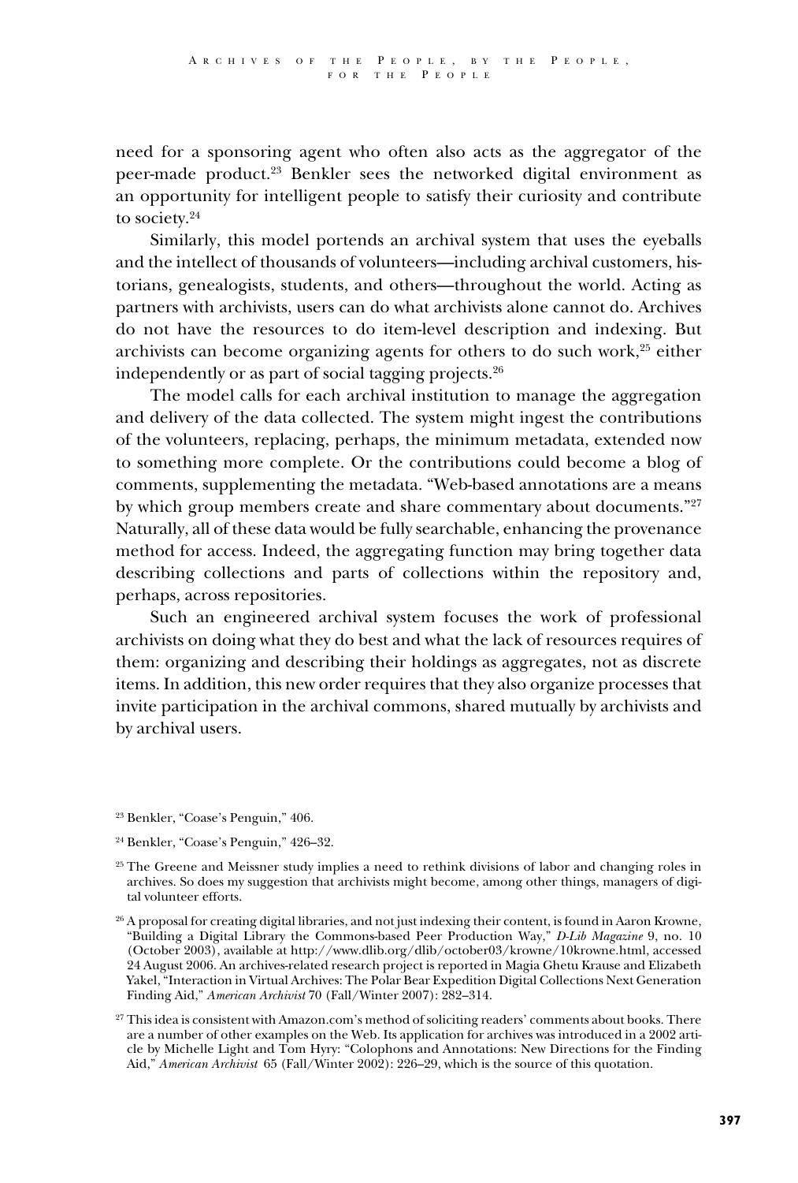need for a sponsoring agent who often also acts as the aggregator of the peer-made product.[23] Benkler sees the networked digital environment as an opportunity for intelligent people to satisfy their curiosity and contribute to society.[24]

Similarly, this model portends an archival system that uses the eyeballs and the intellect of thousands of volunteers—including archival customers, historians, genealogists, students, and others—throughout the world. Acting as partners with archivists, users can do what archivists alone cannot do. Archives do not have the resources to do item-level description and indexing. But archivists can become organizing agents for others to do such work,[25] either independently or as part of social tagging projects.[26]

The model calls for each archival institution to manage the aggregation and delivery of the data collected. The system might ingest the contributions of the volunteers, replacing, perhaps, the minimum metadata, extended now to something more complete. Or the contributions could become a blog of comments, supplementing the metadata. "Web-based annotations are a means by which group members create and share commentary about documents."[27] Naturally, all of these data would be fully searchable, enhancing the provenance method for access. Indeed, the aggregating function may bring together data describing collections and parts of collections within the repository and, perhaps, across repositories.

Such an engineered archival system focuses the work of professional archivists on doing what they do best and what the lack of resources requires of them: organizing and describing their holdings as aggregates, not as discrete items. In addition, this new order requires that they also organize processes that invite participation in the archival commons, shared mutually by archivists and by archival users.

---

[23] Benkler, "Coase's Penguin," 406.

[24] Benkler, "Coase's Penguin," 426–32.

[25] The Greene and Meissner study implies a need to rethink divisions of labor and changing roles in archives. So does my suggestion that archivists might become, among other things, managers of digital volunteer efforts.

[26] A proposal for creating digital libraries, and not just indexing their content, is found in Aaron Krowne, "Building a Digital Library the Commons-based Peer Production Way," *D-Lib Magazine* 9, no. 10 (October 2003), available at http://www.dlib.org/dlib/october03/krowne/10krowne.html, accessed 24 August 2006. An archives-related research project is reported in Magia Ghetu Krause and Elizabeth Yakel, "Interaction in Virtual Archives: The Polar Bear Expedition Digital Collections Next Generation Finding Aid," *American Archivist* 70 (Fall/Winter 2007): 282–314.

[27] This idea is consistent with Amazon.com's method of soliciting readers' comments about books. There are a number of other examples on the Web. Its application for archives was introduced in a 2002 article by Michelle Light and Tom Hyry: "Colophons and Annotations: New Directions for the Finding Aid," *American Archivist* 65 (Fall/Winter 2002): 226–29, which is the source of this quotation.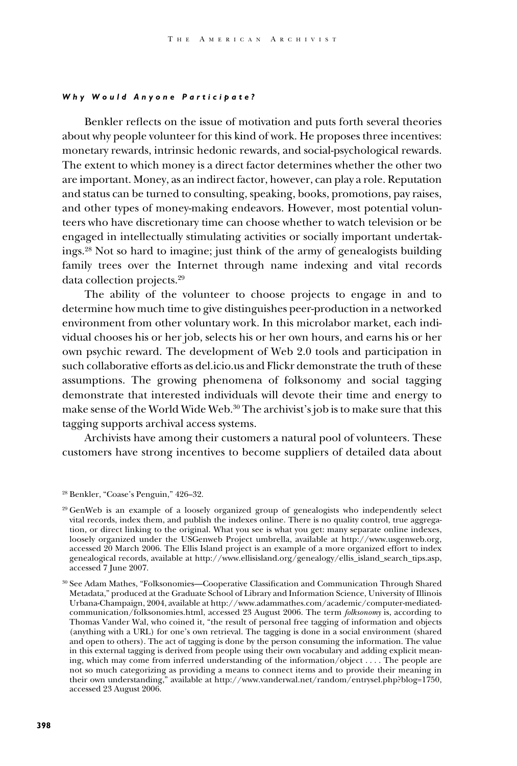### *Why Would Anyone Participate?*

Benkler reflects on the issue of motivation and puts forth several theories about why people volunteer for this kind of work. He proposes three incentives: monetary rewards, intrinsic hedonic rewards, and social-psychological rewards. The extent to which money is a direct factor determines whether the other two are important. Money, as an indirect factor, however, can play a role. Reputation and status can be turned to consulting, speaking, books, promotions, pay raises, and other types of money-making endeavors. However, most potential volunteers who have discretionary time can choose whether to watch television or be engaged in intellectually stimulating activities or socially important undertakings.[28] Not so hard to imagine; just think of the army of genealogists building family trees over the Internet through name indexing and vital records data collection projects.[29]

The ability of the volunteer to choose projects to engage in and to determine how much time to give distinguishes peer-production in a networked environment from other voluntary work. In this microlabor market, each individual chooses his or her job, selects his or her own hours, and earns his or her own psychic reward. The development of Web 2.0 tools and participation in such collaborative efforts as del.icio.us and Flickr demonstrate the truth of these assumptions. The growing phenomena of folksonomy and social tagging demonstrate that interested individuals will devote their time and energy to make sense of the World Wide Web.[30] The archivist's job is to make sure that this tagging supports archival access systems.

Archivists have among their customers a natural pool of volunteers. These customers have strong incentives to become suppliers of detailed data about

[28] Benkler, "Coase's Penguin," 426–32.

[29] GenWeb is an example of a loosely organized group of genealogists who independently select vital records, index them, and publish the indexes online. There is no quality control, true aggregation, or direct linking to the original. What you see is what you get: many separate online indexes, loosely organized under the USGenweb Project umbrella, available at http://www.usgenweb.org, accessed 20 March 2006. The Ellis Island project is an example of a more organized effort to index genealogical records, available at http://www.ellisisland.org/genealogy/ellis_island_search_tips.asp, accessed 7 June 2007.

[30] See Adam Mathes, "Folksonomies—Cooperative Classification and Communication Through Shared Metadata," produced at the Graduate School of Library and Information Science, University of Illinois Urbana-Champaign, 2004, available at http://www.adammathes.com/academic/computer-mediated-communication/folksonomies.html, accessed 23 August 2006. The term *folksonomy* is, according to Thomas Vander Wal, who coined it, "the result of personal free tagging of information and objects (anything with a URL) for one's own retrieval. The tagging is done in a social environment (shared and open to others). The act of tagging is done by the person consuming the information. The value in this external tagging is derived from people using their own vocabulary and adding explicit meaning, which may come from inferred understanding of the information/object . . . . The people are not so much categorizing as providing a means to connect items and to provide their meaning in their own understanding," available at http://www.vanderwal.net/random/entrysel.php?blog=1750, accessed 23 August 2006.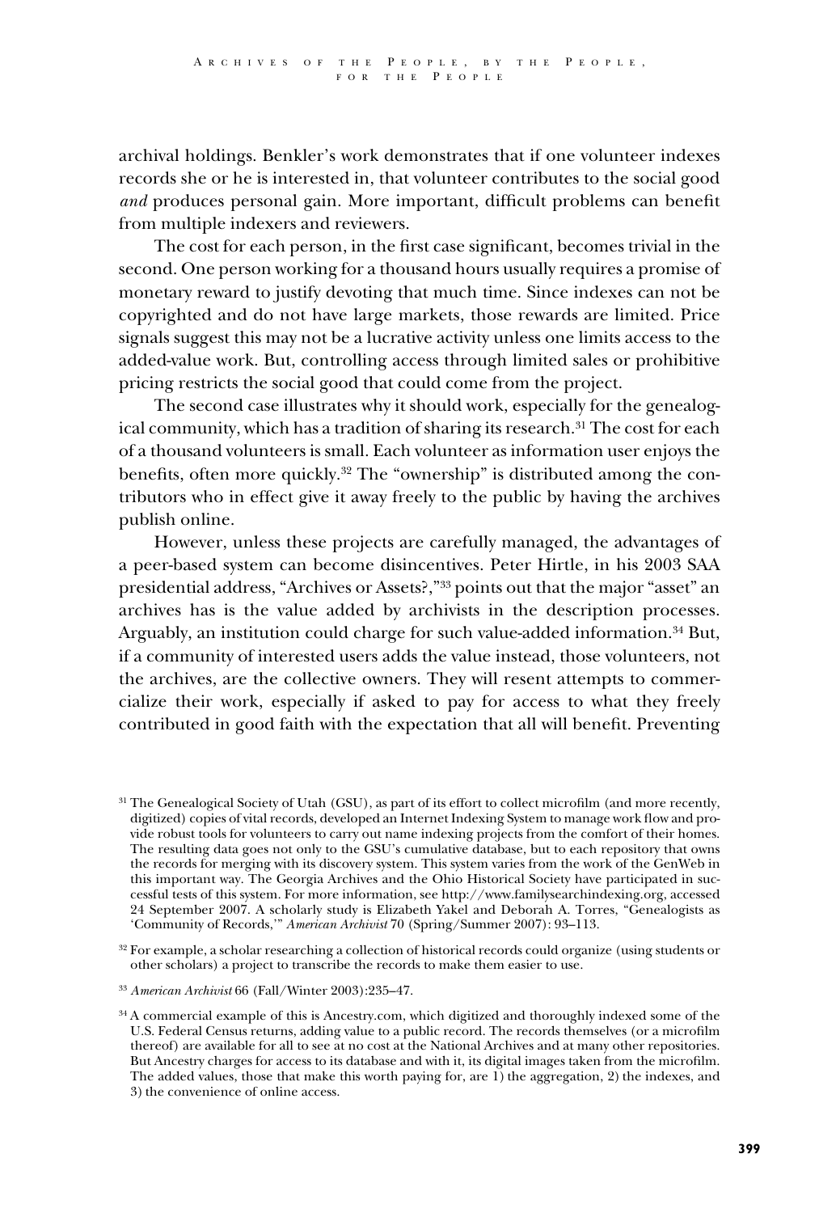archival holdings. Benkler's work demonstrates that if one volunteer indexes records she or he is interested in, that volunteer contributes to the social good *and* produces personal gain. More important, difficult problems can benefit from multiple indexers and reviewers.

The cost for each person, in the first case significant, becomes trivial in the second. One person working for a thousand hours usually requires a promise of monetary reward to justify devoting that much time. Since indexes can not be copyrighted and do not have large markets, those rewards are limited. Price signals suggest this may not be a lucrative activity unless one limits access to the added-value work. But, controlling access through limited sales or prohibitive pricing restricts the social good that could come from the project.

The second case illustrates why it should work, especially for the genealogical community, which has a tradition of sharing its research.[31] The cost for each of a thousand volunteers is small. Each volunteer as information user enjoys the benefits, often more quickly.[32] The "ownership" is distributed among the contributors who in effect give it away freely to the public by having the archives publish online.

However, unless these projects are carefully managed, the advantages of a peer-based system can become disincentives. Peter Hirtle, in his 2003 SAA presidential address, "Archives or Assets?,"[33] points out that the major "asset" an archives has is the value added by archivists in the description processes. Arguably, an institution could charge for such value-added information.[34] But, if a community of interested users adds the value instead, those volunteers, not the archives, are the collective owners. They will resent attempts to commercialize their work, especially if asked to pay for access to what they freely contributed in good faith with the expectation that all will benefit. Preventing

[31] The Genealogical Society of Utah (GSU), as part of its effort to collect microfilm (and more recently, digitized) copies of vital records, developed an Internet Indexing System to manage work flow and provide robust tools for volunteers to carry out name indexing projects from the comfort of their homes. The resulting data goes not only to the GSU's cumulative database, but to each repository that owns the records for merging with its discovery system. This system varies from the work of the GenWeb in this important way. The Georgia Archives and the Ohio Historical Society have participated in successful tests of this system. For more information, see http://www.familysearchindexing.org, accessed 24 September 2007. A scholarly study is Elizabeth Yakel and Deborah A. Torres, "Genealogists as 'Community of Records,'" *American Archivist* 70 (Spring/Summer 2007): 93–113.

[32] For example, a scholar researching a collection of historical records could organize (using students or other scholars) a project to transcribe the records to make them easier to use.

[33] *American Archivist* 66 (Fall/Winter 2003):235–47.

[34] A commercial example of this is Ancestry.com, which digitized and thoroughly indexed some of the U.S. Federal Census returns, adding value to a public record. The records themselves (or a microfilm thereof) are available for all to see at no cost at the National Archives and at many other repositories. But Ancestry charges for access to its database and with it, its digital images taken from the microfilm. The added values, those that make this worth paying for, are 1) the aggregation, 2) the indexes, and 3) the convenience of online access.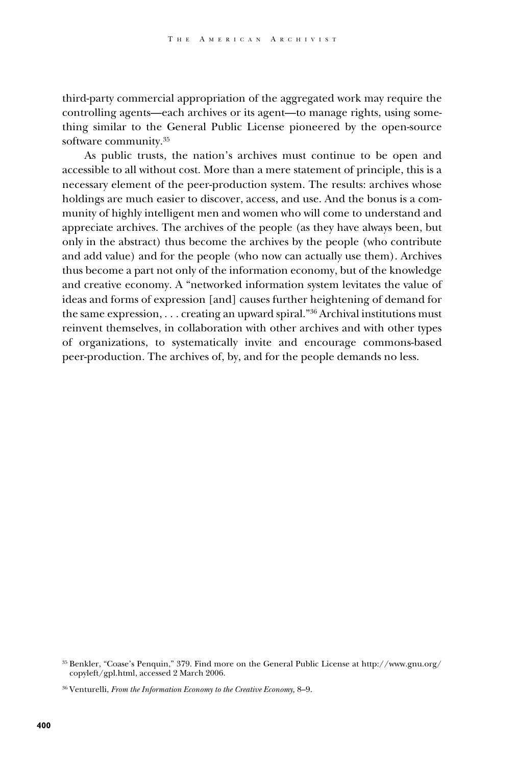third-party commercial appropriation of the aggregated work may require the controlling agents—each archives or its agent—to manage rights, using something similar to the General Public License pioneered by the open-source software community.[35]

As public trusts, the nation's archives must continue to be open and accessible to all without cost. More than a mere statement of principle, this is a necessary element of the peer-production system. The results: archives whose holdings are much easier to discover, access, and use. And the bonus is a community of highly intelligent men and women who will come to understand and appreciate archives. The archives of the people (as they have always been, but only in the abstract) thus become the archives by the people (who contribute and add value) and for the people (who now can actually use them). Archives thus become a part not only of the information economy, but of the knowledge and creative economy. A "networked information system levitates the value of ideas and forms of expression [and] causes further heightening of demand for the same expression, . . . creating an upward spiral."[36] Archival institutions must reinvent themselves, in collaboration with other archives and with other types of organizations, to systematically invite and encourage commons-based peer-production. The archives of, by, and for the people demands no less.

[35] Benkler, "Coase's Penquin," 379. Find more on the General Public License at http://www.gnu.org/copyleft/gpl.html, accessed 2 March 2006.

[36] Venturelli, *From the Information Economy to the Creative Economy,* 8–9.